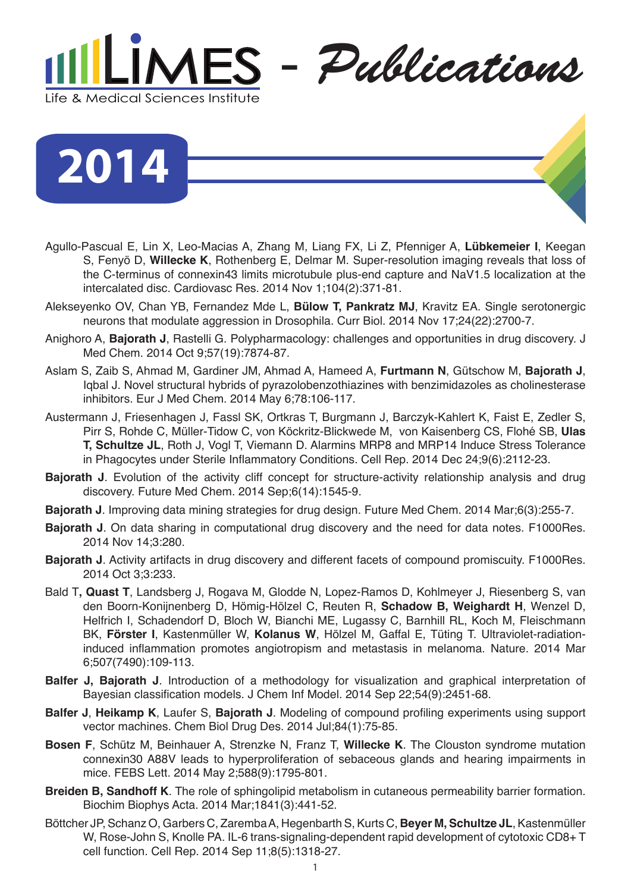# LIMES - *Publications*

Life & Medical Sciences Institute

## 2014

Agullo-Pascual E, Lin X, Leo-Macias A, Zhang M, Liang FX, Li Z, Pfenniger A, **Lübkemeier I**, Keegan S, Fenyö D, **Willecke K**, Rothenberg E, Delmar M. Super-resolution imaging reveals that loss of the C-terminus of connexin43 limits microtubule plus-end capture and NaV1.5 localization at the intercalated disc. Cardiovasc Res. 2014 Nov 1;104(2):371-81.

Alekseyenko OV, Chan YB, Fernandez Mde L, **Bülow T, Pankratz MJ**, Kravitz EA. Single serotonergic neurons that modulate aggression in Drosophila. Curr Biol. 2014 Nov 17;24(22):2700-7.

Anighoro A, **Bajorath J**, Rastelli G. Polypharmacology: challenges and opportunities in drug discovery. J Med Chem. 2014 Oct 9;57(19):7874-87.

Aslam S, Zaib S, Ahmad M, Gardiner JM, Ahmad A, Hameed A, **Furtmann N**, Gütschow M, **Bajorath J**, Iqbal J. Novel structural hybrids of pyrazolobenzothiazines with benzimidazoles as cholinesterase inhibitors. Eur J Med Chem. 2014 May 6;78:106-117.

Austermann J, Friesenhagen J, Fassl SK, Ortkras T, Burgmann J, Barczyk-Kahlert K, Faist E, Zedler S, Pirr S, Rohde C, Müller-Tidow C, von Köckritz-Blickwede M, von Kaisenberg CS, Flohé SB, **Ulas T, Schultze JL**, Roth J, Vogl T, Viemann D. Alarmins MRP8 and MRP14 Induce Stress Tolerance in Phagocytes under Sterile Inflammatory Conditions. Cell Rep. 2014 Dec 24;9(6):2112-23.

**Bajorath J**. Evolution of the activity cliff concept for structure-activity relationship analysis and drug discovery. Future Med Chem. 2014 Sep;6(14):1545-9.

**Bajorath J**. Improving data mining strategies for drug design. Future Med Chem. 2014 Mar;6(3):255-7.

**Bajorath J**. On data sharing in computational drug discovery and the need for data notes. F1000Res. 2014 Nov 14;3:280.

**Bajorath J**. Activity artifacts in drug discovery and different facets of compound promiscuity. F1000Res. 2014 Oct 3;3:233.

Bald T**, Quast T**, Landsberg J, Rogava M, Glodde N, Lopez-Ramos D, Kohlmeyer J, Riesenberg S, van den Boorn-Konijnenberg D, Hömig-Hölzel C, Reuten R, **Schadow B, Weighardt H**, Wenzel D, Helfrich I, Schadendorf D, Bloch W, Bianchi ME, Lugassy C, Barnhill RL, Koch M, Fleischmann BK, **Förster I**, Kastenmüller W, **Kolanus W**, Hölzel M, Gaffal E, Tüting T. Ultraviolet-radiation-induced inflammation promotes angiotropism and metastasis in melanoma. Nature. 2014 Mar 6;507(7490):109-113.

**Balfer J, Bajorath J**. Introduction of a methodology for visualization and graphical interpretation of Bayesian classification models. J Chem Inf Model. 2014 Sep 22;54(9):2451-68.

**Balfer J**, **Heikamp K**, Laufer S, **Bajorath J**. Modeling of compound profiling experiments using support vector machines. Chem Biol Drug Des. 2014 Jul;84(1):75-85.

**Bosen F**, Schütz M, Beinhauer A, Strenzke N, Franz T, **Willecke K**. The Clouston syndrome mutation connexin30 A88V leads to hyperproliferation of sebaceous glands and hearing impairments in mice. FEBS Lett. 2014 May 2;588(9):1795-801.

**Breiden B, Sandhoff K**. The role of sphingolipid metabolism in cutaneous permeability barrier formation. Biochim Biophys Acta. 2014 Mar;1841(3):441-52.

Böttcher JP, Schanz O, Garbers C, Zaremba A, Hegenbarth S, Kurts C, **Beyer M, Schultze JL**, Kastenmüller W, Rose-John S, Knolle PA. IL-6 trans-signaling-dependent rapid development of cytotoxic CD8+ T cell function. Cell Rep. 2014 Sep 11;8(5):1318-27.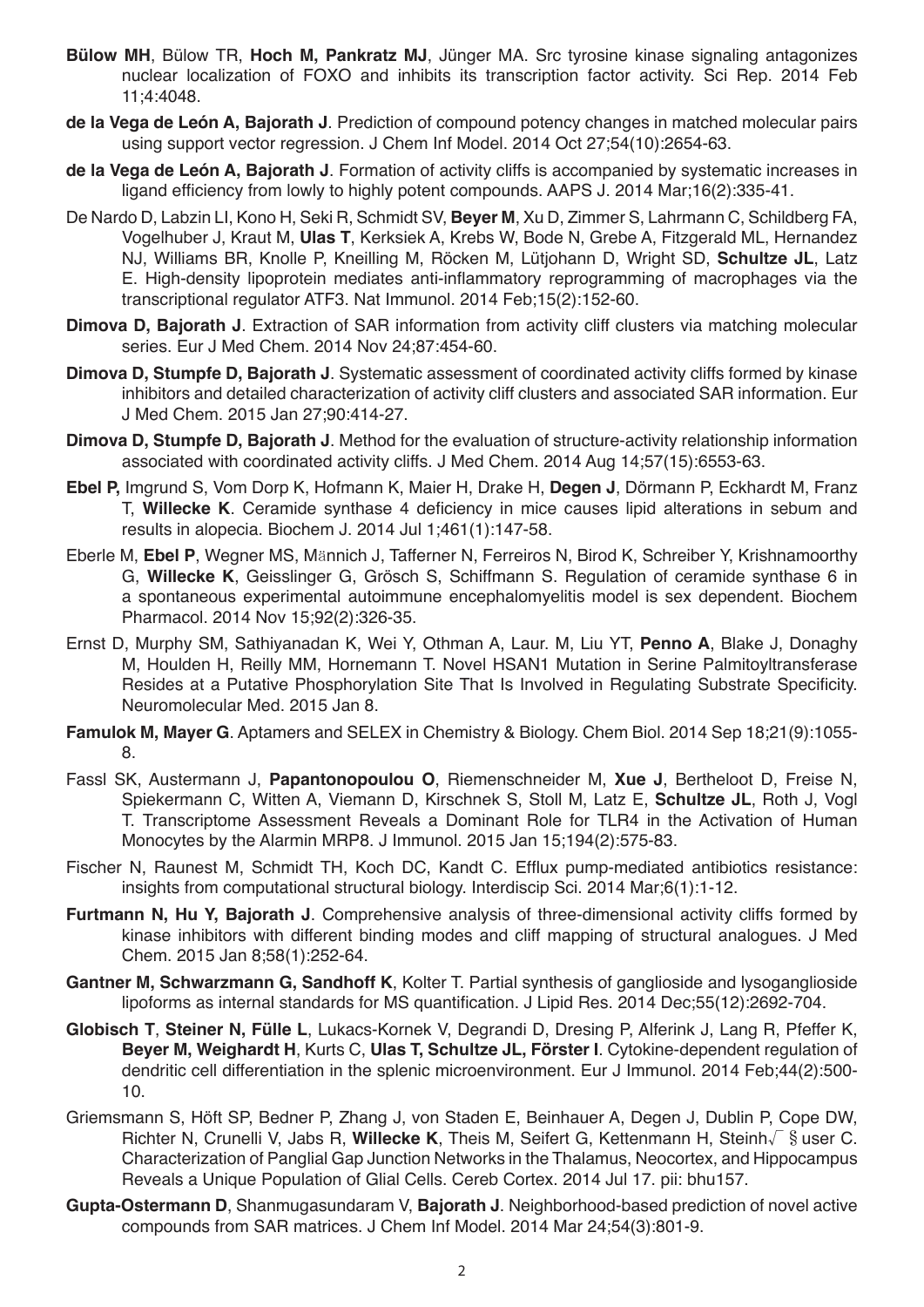**Bülow MH**, Bülow TR, **Hoch M, Pankratz MJ**, Jünger MA. Src tyrosine kinase signaling antagonizes nuclear localization of FOXO and inhibits its transcription factor activity. Sci Rep. 2014 Feb 11;4:4048.

**de la Vega de León A, Bajorath J**. Prediction of compound potency changes in matched molecular pairs using support vector regression. J Chem Inf Model. 2014 Oct 27;54(10):2654-63.

**de la Vega de León A, Bajorath J**. Formation of activity cliffs is accompanied by systematic increases in ligand efficiency from lowly to highly potent compounds. AAPS J. 2014 Mar;16(2):335-41.

De Nardo D, Labzin LI, Kono H, Seki R, Schmidt SV, **Beyer M**, Xu D, Zimmer S, Lahrmann C, Schildberg FA, Vogelhuber J, Kraut M, **Ulas T**, Kerksiek A, Krebs W, Bode N, Grebe A, Fitzgerald ML, Hernandez NJ, Williams BR, Knolle P, Kneilling M, Röcken M, Lütjohann D, Wright SD, **Schultze JL**, Latz E. High-density lipoprotein mediates anti-inflammatory reprogramming of macrophages via the transcriptional regulator ATF3. Nat Immunol. 2014 Feb;15(2):152-60.

**Dimova D, Bajorath J**. Extraction of SAR information from activity cliff clusters via matching molecular series. Eur J Med Chem. 2014 Nov 24;87:454-60.

**Dimova D, Stumpfe D, Bajorath J**. Systematic assessment of coordinated activity cliffs formed by kinase inhibitors and detailed characterization of activity cliff clusters and associated SAR information. Eur J Med Chem. 2015 Jan 27;90:414-27.

**Dimova D, Stumpfe D, Bajorath J**. Method for the evaluation of structure-activity relationship information associated with coordinated activity cliffs. J Med Chem. 2014 Aug 14;57(15):6553-63.

**Ebel P,** Imgrund S, Vom Dorp K, Hofmann K, Maier H, Drake H, **Degen J**, Dörmann P, Eckhardt M, Franz T, **Willecke K**. Ceramide synthase 4 deficiency in mice causes lipid alterations in sebum and results in alopecia. Biochem J. 2014 Jul 1;461(1):147-58.

Eberle M, **Ebel P**, Wegner MS, Männich J, Tafferner N, Ferreiros N, Birod K, Schreiber Y, Krishnamoorthy G, **Willecke K**, Geisslinger G, Grösch S, Schiffmann S. Regulation of ceramide synthase 6 in a spontaneous experimental autoimmune encephalomyelitis model is sex dependent. Biochem Pharmacol. 2014 Nov 15;92(2):326-35.

Ernst D, Murphy SM, Sathiyanadan K, Wei Y, Othman A, Laur. M, Liu YT, **Penno A**, Blake J, Donaghy M, Houlden H, Reilly MM, Hornemann T. Novel HSAN1 Mutation in Serine Palmitoyltransferase Resides at a Putative Phosphorylation Site That Is Involved in Regulating Substrate Specificity. Neuromolecular Med. 2015 Jan 8.

**Famulok M, Mayer G**. Aptamers and SELEX in Chemistry & Biology. Chem Biol. 2014 Sep 18;21(9):1055-8.

Fassl SK, Austermann J, **Papantonopoulou O**, Riemenschneider M, **Xue J**, Bertheloot D, Freise N, Spiekermann C, Witten A, Viemann D, Kirschnek S, Stoll M, Latz E, **Schultze JL**, Roth J, Vogl T. Transcriptome Assessment Reveals a Dominant Role for TLR4 in the Activation of Human Monocytes by the Alarmin MRP8. J Immunol. 2015 Jan 15;194(2):575-83.

Fischer N, Raunest M, Schmidt TH, Koch DC, Kandt C. Efflux pump-mediated antibiotics resistance: insights from computational structural biology. Interdiscip Sci. 2014 Mar;6(1):1-12.

**Furtmann N, Hu Y, Bajorath J**. Comprehensive analysis of three-dimensional activity cliffs formed by kinase inhibitors with different binding modes and cliff mapping of structural analogues. J Med Chem. 2015 Jan 8;58(1):252-64.

**Gantner M, Schwarzmann G, Sandhoff K**, Kolter T. Partial synthesis of ganglioside and lysoganglioside lipoforms as internal standards for MS quantification. J Lipid Res. 2014 Dec;55(12):2692-704.

**Globisch T**, **Steiner N, Fülle L**, Lukacs-Kornek V, Degrandi D, Dresing P, Alferink J, Lang R, Pfeffer K, **Beyer M, Weighardt H**, Kurts C, **Ulas T, Schultze JL, Förster I**. Cytokine-dependent regulation of dendritic cell differentiation in the splenic microenvironment. Eur J Immunol. 2014 Feb;44(2):500-10.

Griemsmann S, Höft SP, Bedner P, Zhang J, von Staden E, Beinhauer A, Degen J, Dublin P, Cope DW, Richter N, Crunelli V, Jabs R, **Willecke K**, Theis M, Seifert G, Kettenmann H, Steinh√ § user C. Characterization of Panglial Gap Junction Networks in the Thalamus, Neocortex, and Hippocampus Reveals a Unique Population of Glial Cells. Cereb Cortex. 2014 Jul 17. pii: bhu157.

**Gupta-Ostermann D**, Shanmugasundaram V, **Bajorath J**. Neighborhood-based prediction of novel active compounds from SAR matrices. J Chem Inf Model. 2014 Mar 24;54(3):801-9.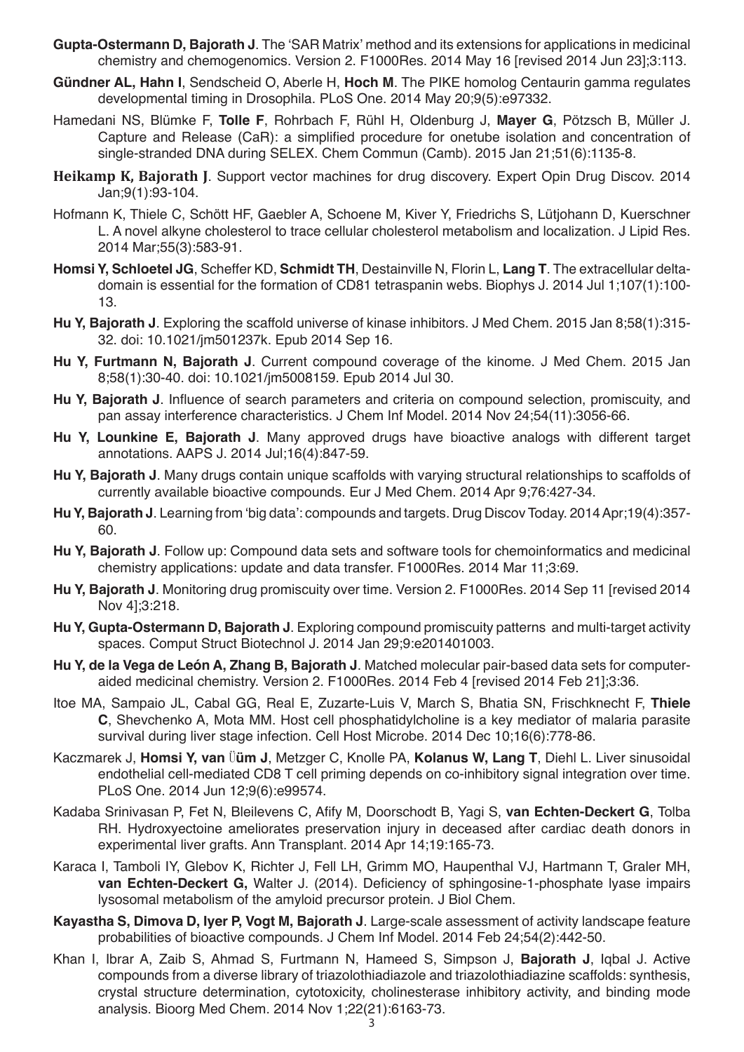**Gupta-Ostermann D, Bajorath J**. The 'SAR Matrix' method and its extensions for applications in medicinal chemistry and chemogenomics. Version 2. F1000Res. 2014 May 16 [revised 2014 Jun 23];3:113.

**Gündner AL, Hahn I**, Sendscheid O, Aberle H, **Hoch M**. The PIKE homolog Centaurin gamma regulates developmental timing in Drosophila. PLoS One. 2014 May 20;9(5):e97332.

Hamedani NS, Blümke F, **Tolle F**, Rohrbach F, Rühl H, Oldenburg J, **Mayer G**, Pötzsch B, Müller J. Capture and Release (CaR): a simplified procedure for onetube isolation and concentration of single-stranded DNA during SELEX. Chem Commun (Camb). 2015 Jan 21;51(6):1135-8.

**Heikamp K, Bajorath J**. Support vector machines for drug discovery. Expert Opin Drug Discov. 2014 Jan;9(1):93-104.

Hofmann K, Thiele C, Schött HF, Gaebler A, Schoene M, Kiver Y, Friedrichs S, Lütjohann D, Kuerschner L. A novel alkyne cholesterol to trace cellular cholesterol metabolism and localization. J Lipid Res. 2014 Mar;55(3):583-91.

**Homsi Y, Schloetel JG**, Scheffer KD, **Schmidt TH**, Destainville N, Florin L, **Lang T**. The extracellular delta-domain is essential for the formation of CD81 tetraspanin webs. Biophys J. 2014 Jul 1;107(1):100-13.

**Hu Y, Bajorath J**. Exploring the scaffold universe of kinase inhibitors. J Med Chem. 2015 Jan 8;58(1):315-32. doi: 10.1021/jm501237k. Epub 2014 Sep 16.

**Hu Y, Furtmann N, Bajorath J**. Current compound coverage of the kinome. J Med Chem. 2015 Jan 8;58(1):30-40. doi: 10.1021/jm5008159. Epub 2014 Jul 30.

**Hu Y, Bajorath J**. Influence of search parameters and criteria on compound selection, promiscuity, and pan assay interference characteristics. J Chem Inf Model. 2014 Nov 24;54(11):3056-66.

**Hu Y, Lounkine E, Bajorath J**. Many approved drugs have bioactive analogs with different target annotations. AAPS J. 2014 Jul;16(4):847-59.

**Hu Y, Bajorath J**. Many drugs contain unique scaffolds with varying structural relationships to scaffolds of currently available bioactive compounds. Eur J Med Chem. 2014 Apr 9;76:427-34.

**Hu Y, Bajorath J**. Learning from 'big data': compounds and targets. Drug Discov Today. 2014 Apr;19(4):357-60.

**Hu Y, Bajorath J**. Follow up: Compound data sets and software tools for chemoinformatics and medicinal chemistry applications: update and data transfer. F1000Res. 2014 Mar 11;3:69.

**Hu Y, Bajorath J**. Monitoring drug promiscuity over time. Version 2. F1000Res. 2014 Sep 11 [revised 2014 Nov 4];3:218.

**Hu Y, Gupta-Ostermann D, Bajorath J**. Exploring compound promiscuity patterns and multi-target activity spaces. Comput Struct Biotechnol J. 2014 Jan 29;9:e201401003.

**Hu Y, de la Vega de León A, Zhang B, Bajorath J**. Matched molecular pair-based data sets for computer-aided medicinal chemistry. Version 2. F1000Res. 2014 Feb 4 [revised 2014 Feb 21];3:36.

Itoe MA, Sampaio JL, Cabal GG, Real E, Zuzarte-Luis V, March S, Bhatia SN, Frischknecht F, **Thiele C**, Shevchenko A, Mota MM. Host cell phosphatidylcholine is a key mediator of malaria parasite survival during liver stage infection. Cell Host Microbe. 2014 Dec 10;16(6):778-86.

Kaczmarek J, **Homsi Y, van Üüm J**, Metzger C, Knolle PA, **Kolanus W, Lang T**, Diehl L. Liver sinusoidal endothelial cell-mediated CD8 T cell priming depends on co-inhibitory signal integration over time. PLoS One. 2014 Jun 12;9(6):e99574.

Kadaba Srinivasan P, Fet N, Bleilevens C, Afify M, Doorschodt B, Yagi S, **van Echten-Deckert G**, Tolba RH. Hydroxyectoine ameliorates preservation injury in deceased after cardiac death donors in experimental liver grafts. Ann Transplant. 2014 Apr 14;19:165-73.

Karaca I, Tamboli IY, Glebov K, Richter J, Fell LH, Grimm MO, Haupenthal VJ, Hartmann T, Graler MH, **van Echten-Deckert G,** Walter J. (2014). Deficiency of sphingosine-1-phosphate lyase impairs lysosomal metabolism of the amyloid precursor protein. J Biol Chem.

**Kayastha S, Dimova D, Iyer P, Vogt M, Bajorath J**. Large-scale assessment of activity landscape feature probabilities of bioactive compounds. J Chem Inf Model. 2014 Feb 24;54(2):442-50.

Khan I, Ibrar A, Zaib S, Ahmad S, Furtmann N, Hameed S, Simpson J, **Bajorath J**, Iqbal J. Active compounds from a diverse library of triazolothiadiazole and triazolothiadiazine scaffolds: synthesis, crystal structure determination, cytotoxicity, cholinesterase inhibitory activity, and binding mode analysis. Bioorg Med Chem. 2014 Nov 1;22(21):6163-73.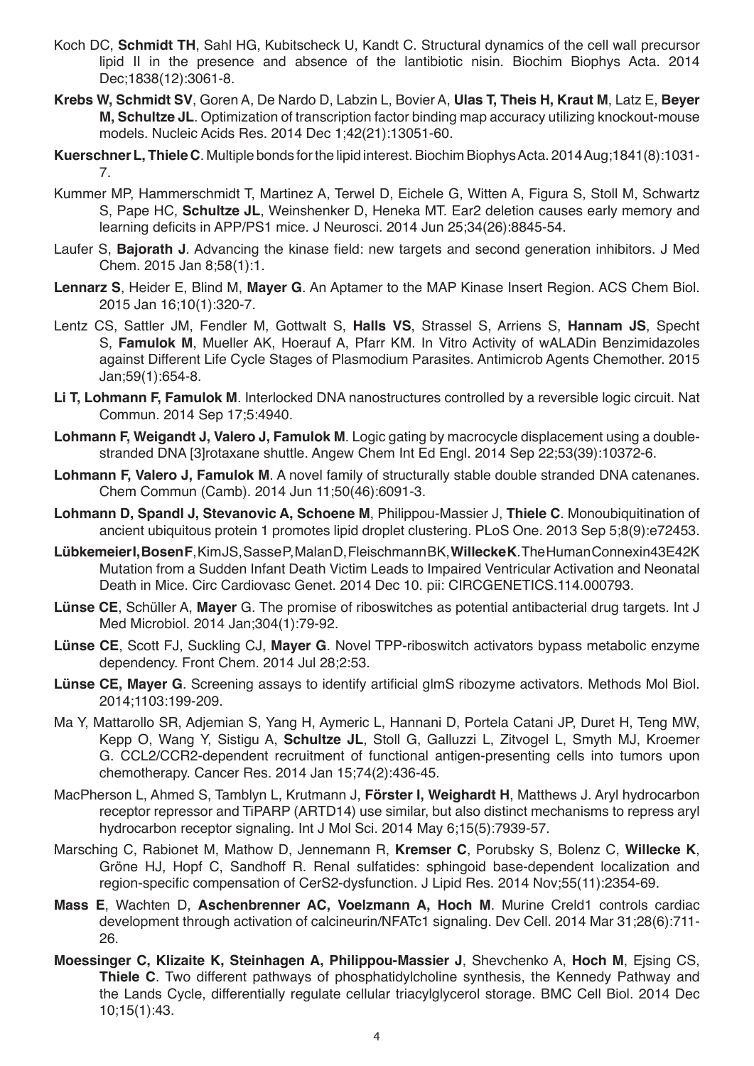Koch DC, **Schmidt TH**, Sahl HG, Kubitscheck U, Kandt C. Structural dynamics of the cell wall precursor lipid II in the presence and absence of the lantibiotic nisin. Biochim Biophys Acta. 2014 Dec;1838(12):3061-8.

**Krebs W, Schmidt SV**, Goren A, De Nardo D, Labzin L, Bovier A, **Ulas T, Theis H, Kraut M**, Latz E, **Beyer M, Schultze JL**. Optimization of transcription factor binding map accuracy utilizing knockout-mouse models. Nucleic Acids Res. 2014 Dec 1;42(21):13051-60.

**Kuerschner L, Thiele C**. Multiple bonds for the lipid interest. Biochim Biophys Acta. 2014 Aug;1841(8):1031-7.

Kummer MP, Hammerschmidt T, Martinez A, Terwel D, Eichele G, Witten A, Figura S, Stoll M, Schwartz S, Pape HC, **Schultze JL**, Weinshenker D, Heneka MT. Ear2 deletion causes early memory and learning deficits in APP/PS1 mice. J Neurosci. 2014 Jun 25;34(26):8845-54.

Laufer S, **Bajorath J**. Advancing the kinase field: new targets and second generation inhibitors. J Med Chem. 2015 Jan 8;58(1):1.

**Lennarz S**, Heider E, Blind M, **Mayer G**. An Aptamer to the MAP Kinase Insert Region. ACS Chem Biol. 2015 Jan 16;10(1):320-7.

Lentz CS, Sattler JM, Fendler M, Gottwalt S, **Halls VS**, Strassel S, Arriens S, **Hannam JS**, Specht S, **Famulok M**, Mueller AK, Hoerauf A, Pfarr KM. In Vitro Activity of wALADin Benzimidazoles against Different Life Cycle Stages of Plasmodium Parasites. Antimicrob Agents Chemother. 2015 Jan;59(1):654-8.

**Li T, Lohmann F, Famulok M**. Interlocked DNA nanostructures controlled by a reversible logic circuit. Nat Commun. 2014 Sep 17;5:4940.

**Lohmann F, Weigandt J, Valero J, Famulok M**. Logic gating by macrocycle displacement using a double-stranded DNA [3]rotaxane shuttle. Angew Chem Int Ed Engl. 2014 Sep 22;53(39):10372-6.

**Lohmann F, Valero J, Famulok M**. A novel family of structurally stable double stranded DNA catenanes. Chem Commun (Camb). 2014 Jun 11;50(46):6091-3.

**Lohmann D, Spandl J, Stevanovic A, Schoene M**, Philippou-Massier J, **Thiele C**. Monoubiquitination of ancient ubiquitous protein 1 promotes lipid droplet clustering. PLoS One. 2013 Sep 5;8(9):e72453.

**Lübkemeier I, Bosen F**, Kim JS, Sasse P, Malan D, Fleischmann BK, **Willecke K**. The Human Connexin43E42K Mutation from a Sudden Infant Death Victim Leads to Impaired Ventricular Activation and Neonatal Death in Mice. Circ Cardiovasc Genet. 2014 Dec 10. pii: CIRCGENETICS.114.000793.

**Lünse CE**, Schüller A, **Mayer** G. The promise of riboswitches as potential antibacterial drug targets. Int J Med Microbiol. 2014 Jan;304(1):79-92.

**Lünse CE**, Scott FJ, Suckling CJ, **Mayer G**. Novel TPP-riboswitch activators bypass metabolic enzyme dependency. Front Chem. 2014 Jul 28;2:53.

**Lünse CE, Mayer G**. Screening assays to identify artificial glmS ribozyme activators. Methods Mol Biol. 2014;1103:199-209.

Ma Y, Mattarollo SR, Adjemian S, Yang H, Aymeric L, Hannani D, Portela Catani JP, Duret H, Teng MW, Kepp O, Wang Y, Sistigu A, **Schultze JL**, Stoll G, Galluzzi L, Zitvogel L, Smyth MJ, Kroemer G. CCL2/CCR2-dependent recruitment of functional antigen-presenting cells into tumors upon chemotherapy. Cancer Res. 2014 Jan 15;74(2):436-45.

MacPherson L, Ahmed S, Tamblyn L, Krutmann J, **Förster I, Weighardt H**, Matthews J. Aryl hydrocarbon receptor repressor and TiPARP (ARTD14) use similar, but also distinct mechanisms to repress aryl hydrocarbon receptor signaling. Int J Mol Sci. 2014 May 6;15(5):7939-57.

Marsching C, Rabionet M, Mathow D, Jennemann R, **Kremser C**, Porubsky S, Bolenz C, **Willecke K**, Gröne HJ, Hopf C, Sandhoff R. Renal sulfatides: sphingoid base-dependent localization and region-specific compensation of CerS2-dysfunction. J Lipid Res. 2014 Nov;55(11):2354-69.

**Mass E**, Wachten D, **Aschenbrenner AC, Voelzmann A, Hoch M**. Murine Creld1 controls cardiac development through activation of calcineurin/NFATc1 signaling. Dev Cell. 2014 Mar 31;28(6):711-26.

**Moessinger C, Klizaite K, Steinhagen A, Philippou-Massier J**, Shevchenko A, **Hoch M**, Ejsing CS, **Thiele C**. Two different pathways of phosphatidylcholine synthesis, the Kennedy Pathway and the Lands Cycle, differentially regulate cellular triacylglycerol storage. BMC Cell Biol. 2014 Dec 10;15(1):43.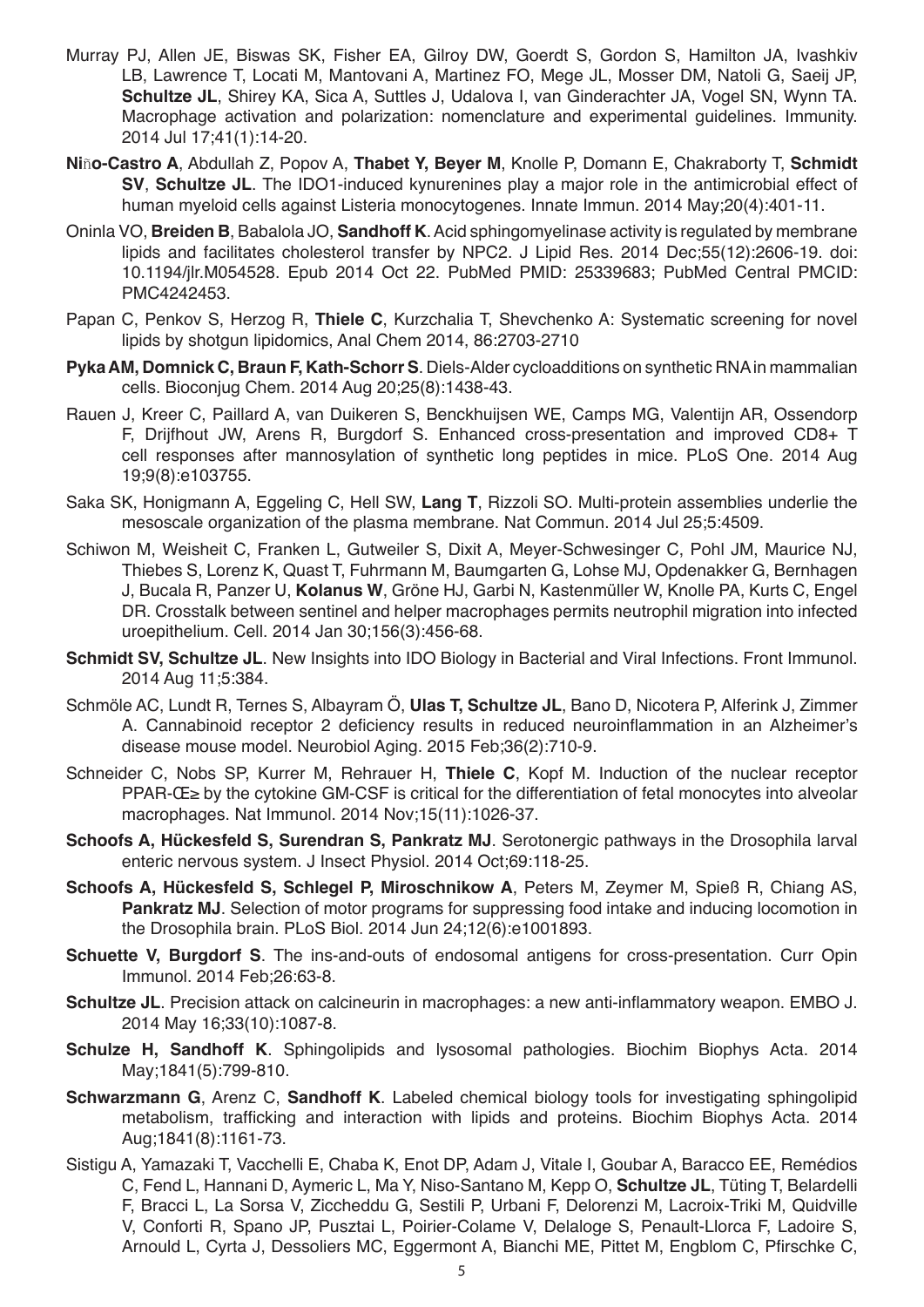Murray PJ, Allen JE, Biswas SK, Fisher EA, Gilroy DW, Goerdt S, Gordon S, Hamilton JA, Ivashkiv LB, Lawrence T, Locati M, Mantovani A, Martinez FO, Mege JL, Mosser DM, Natoli G, Saeij JP, **Schultze JL**, Shirey KA, Sica A, Suttles J, Udalova I, van Ginderachter JA, Vogel SN, Wynn TA. Macrophage activation and polarization: nomenclature and experimental guidelines. Immunity. 2014 Jul 17;41(1):14-20.

**Niño-Castro A**, Abdullah Z, Popov A, **Thabet Y, Beyer M**, Knolle P, Domann E, Chakraborty T, **Schmidt SV**, **Schultze JL**. The IDO1-induced kynurenines play a major role in the antimicrobial effect of human myeloid cells against Listeria monocytogenes. Innate Immun. 2014 May;20(4):401-11.

Oninla VO, **Breiden B**, Babalola JO, **Sandhoff K**. Acid sphingomyelinase activity is regulated by membrane lipids and facilitates cholesterol transfer by NPC2. J Lipid Res. 2014 Dec;55(12):2606-19. doi: 10.1194/jlr.M054528. Epub 2014 Oct 22. PubMed PMID: 25339683; PubMed Central PMCID: PMC4242453.

Papan C, Penkov S, Herzog R, **Thiele C**, Kurzchalia T, Shevchenko A: Systematic screening for novel lipids by shotgun lipidomics, Anal Chem 2014, 86:2703-2710

**Pyka AM, Domnick C, Braun F, Kath-Schorr S**. Diels-Alder cycloadditions on synthetic RNA in mammalian cells. Bioconjug Chem. 2014 Aug 20;25(8):1438-43.

Rauen J, Kreer C, Paillard A, van Duikeren S, Benckhuijsen WE, Camps MG, Valentijn AR, Ossendorp F, Drijfhout JW, Arens R, Burgdorf S. Enhanced cross-presentation and improved CD8+ T cell responses after mannosylation of synthetic long peptides in mice. PLoS One. 2014 Aug 19;9(8):e103755.

Saka SK, Honigmann A, Eggeling C, Hell SW, **Lang T**, Rizzoli SO. Multi-protein assemblies underlie the mesoscale organization of the plasma membrane. Nat Commun. 2014 Jul 25;5:4509.

Schiwon M, Weisheit C, Franken L, Gutweiler S, Dixit A, Meyer-Schwesinger C, Pohl JM, Maurice NJ, Thiebes S, Lorenz K, Quast T, Fuhrmann M, Baumgarten G, Lohse MJ, Opdenakker G, Bernhagen J, Bucala R, Panzer U, **Kolanus W**, Gröne HJ, Garbi N, Kastenmüller W, Knolle PA, Kurts C, Engel DR. Crosstalk between sentinel and helper macrophages permits neutrophil migration into infected uroepithelium. Cell. 2014 Jan 30;156(3):456-68.

**Schmidt SV, Schultze JL**. New Insights into IDO Biology in Bacterial and Viral Infections. Front Immunol. 2014 Aug 11;5:384.

Schmöle AC, Lundt R, Ternes S, Albayram Ö, **Ulas T, Schultze JL**, Bano D, Nicotera P, Alferink J, Zimmer A. Cannabinoid receptor 2 deficiency results in reduced neuroinflammation in an Alzheimer's disease mouse model. Neurobiol Aging. 2015 Feb;36(2):710-9.

Schneider C, Nobs SP, Kurrer M, Rehrauer H, **Thiele C**, Kopf M. Induction of the nuclear receptor PPAR-Œ≥ by the cytokine GM-CSF is critical for the differentiation of fetal monocytes into alveolar macrophages. Nat Immunol. 2014 Nov;15(11):1026-37.

**Schoofs A, Hückesfeld S, Surendran S, Pankratz MJ**. Serotonergic pathways in the Drosophila larval enteric nervous system. J Insect Physiol. 2014 Oct;69:118-25.

**Schoofs A, Hückesfeld S, Schlegel P, Miroschnikow A**, Peters M, Zeymer M, Spieß R, Chiang AS, **Pankratz MJ**. Selection of motor programs for suppressing food intake and inducing locomotion in the Drosophila brain. PLoS Biol. 2014 Jun 24;12(6):e1001893.

**Schuette V, Burgdorf S**. The ins-and-outs of endosomal antigens for cross-presentation. Curr Opin Immunol. 2014 Feb;26:63-8.

**Schultze JL**. Precision attack on calcineurin in macrophages: a new anti-inflammatory weapon. EMBO J. 2014 May 16;33(10):1087-8.

**Schulze H, Sandhoff K**. Sphingolipids and lysosomal pathologies. Biochim Biophys Acta. 2014 May;1841(5):799-810.

**Schwarzmann G**, Arenz C, **Sandhoff K**. Labeled chemical biology tools for investigating sphingolipid metabolism, trafficking and interaction with lipids and proteins. Biochim Biophys Acta. 2014 Aug;1841(8):1161-73.

Sistigu A, Yamazaki T, Vacchelli E, Chaba K, Enot DP, Adam J, Vitale I, Goubar A, Baracco EE, Remédios C, Fend L, Hannani D, Aymeric L, Ma Y, Niso-Santano M, Kepp O, **Schultze JL**, Tüting T, Belardelli F, Bracci L, La Sorsa V, Ziccheddu G, Sestili P, Urbani F, Delorenzi M, Lacroix-Triki M, Quidville V, Conforti R, Spano JP, Pusztai L, Poirier-Colame V, Delaloge S, Penault-Llorca F, Ladoire S, Arnould L, Cyrta J, Dessoliers MC, Eggermont A, Bianchi ME, Pittet M, Engblom C, Pfirschke C,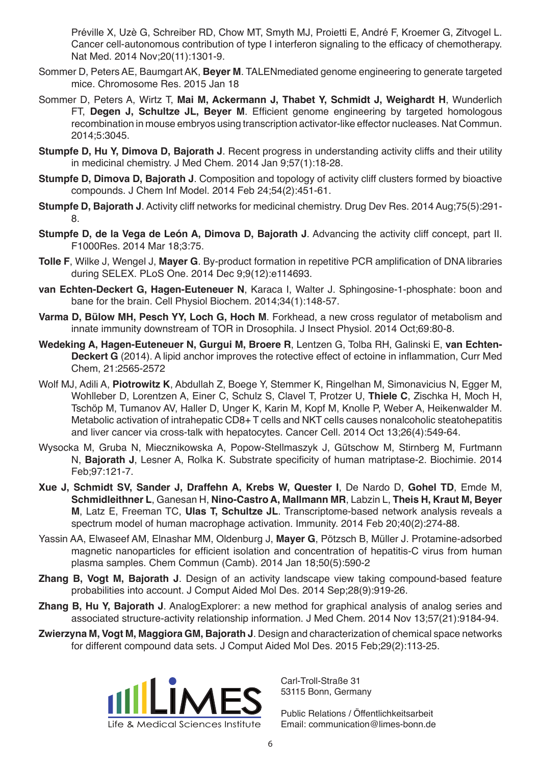Préville X, Uzè G, Schreiber RD, Chow MT, Smyth MJ, Proietti E, André F, Kroemer G, Zitvogel L. Cancer cell-autonomous contribution of type I interferon signaling to the efficacy of chemotherapy. Nat Med. 2014 Nov;20(11):1301-9.

Sommer D, Peters AE, Baumgart AK, **Beyer M**. TALENmediated genome engineering to generate targeted mice. Chromosome Res. 2015 Jan 18

Sommer D, Peters A, Wirtz T, **Mai M, Ackermann J, Thabet Y, Schmidt J, Weighardt H**, Wunderlich FT, **Degen J, Schultze JL, Beyer M**. Efficient genome engineering by targeted homologous recombination in mouse embryos using transcription activator-like effector nucleases. Nat Commun. 2014;5:3045.

**Stumpfe D, Hu Y, Dimova D, Bajorath J**. Recent progress in understanding activity cliffs and their utility in medicinal chemistry. J Med Chem. 2014 Jan 9;57(1):18-28.

**Stumpfe D, Dimova D, Bajorath J**. Composition and topology of activity cliff clusters formed by bioactive compounds. J Chem Inf Model. 2014 Feb 24;54(2):451-61.

**Stumpfe D, Bajorath J**. Activity cliff networks for medicinal chemistry. Drug Dev Res. 2014 Aug;75(5):291-8.

**Stumpfe D, de la Vega de León A, Dimova D, Bajorath J**. Advancing the activity cliff concept, part II. F1000Res. 2014 Mar 18;3:75.

**Tolle F**, Wilke J, Wengel J, **Mayer G**. By-product formation in repetitive PCR amplification of DNA libraries during SELEX. PLoS One. 2014 Dec 9;9(12):e114693.

**van Echten-Deckert G, Hagen-Euteneuer N**, Karaca I, Walter J. Sphingosine-1-phosphate: boon and bane for the brain. Cell Physiol Biochem. 2014;34(1):148-57.

**Varma D, Bülow MH, Pesch YY, Loch G, Hoch M**. Forkhead, a new cross regulator of metabolism and innate immunity downstream of TOR in Drosophila. J Insect Physiol. 2014 Oct;69:80-8.

**Wedeking A, Hagen-Euteneuer N, Gurgui M, Broere R**, Lentzen G, Tolba RH, Galinski E, **van Echten-Deckert G** (2014). A lipid anchor improves the rotective effect of ectoine in inflammation, Curr Med Chem, 21:2565-2572

Wolf MJ, Adili A, **Piotrowitz K**, Abdullah Z, Boege Y, Stemmer K, Ringelhan M, Simonavicius N, Egger M, Wohlleber D, Lorentzen A, Einer C, Schulz S, Clavel T, Protzer U, **Thiele C**, Zischka H, Moch H, Tschöp M, Tumanov AV, Haller D, Unger K, Karin M, Kopf M, Knolle P, Weber A, Heikenwalder M. Metabolic activation of intrahepatic CD8+ T cells and NKT cells causes nonalcoholic steatohepatitis and liver cancer via cross-talk with hepatocytes. Cancer Cell. 2014 Oct 13;26(4):549-64.

Wysocka M, Gruba N, Miecznikowska A, Popow-Stellmaszyk J, Gütschow M, Stirnberg M, Furtmann N, **Bajorath J**, Lesner A, Rolka K. Substrate specificity of human matriptase-2. Biochimie. 2014 Feb;97:121-7.

**Xue J, Schmidt SV, Sander J, Draffehn A, Krebs W, Quester I**, De Nardo D, **Gohel TD**, Emde M, **Schmidleithner L**, Ganesan H, **Nino-Castro A, Mallmann MR**, Labzin L, **Theis H, Kraut M, Beyer M**, Latz E, Freeman TC, **Ulas T, Schultze JL**. Transcriptome-based network analysis reveals a spectrum model of human macrophage activation. Immunity. 2014 Feb 20;40(2):274-88.

Yassin AA, Elwaseef AM, Elnashar MM, Oldenburg J, **Mayer G**, Pötzsch B, Müller J. Protamine-adsorbed magnetic nanoparticles for efficient isolation and concentration of hepatitis-C virus from human plasma samples. Chem Commun (Camb). 2014 Jan 18;50(5):590-2

**Zhang B, Vogt M, Bajorath J**. Design of an activity landscape view taking compound-based feature probabilities into account. J Comput Aided Mol Des. 2014 Sep;28(9):919-26.

**Zhang B, Hu Y, Bajorath J**. AnalogExplorer: a new method for graphical analysis of analog series and associated structure-activity relationship information. J Med Chem. 2014 Nov 13;57(21):9184-94.

**Zwierzyna M, Vogt M, Maggiora GM, Bajorath J**. Design and characterization of chemical space networks for different compound data sets. J Comput Aided Mol Des. 2015 Feb;29(2):113-25.

LIMES
Life & Medical Sciences Institute

Carl-Troll-Straße 31
53115 Bonn, Germany

Public Relations / Öffentlichkeitsarbeit
Email: communication@limes-bonn.de